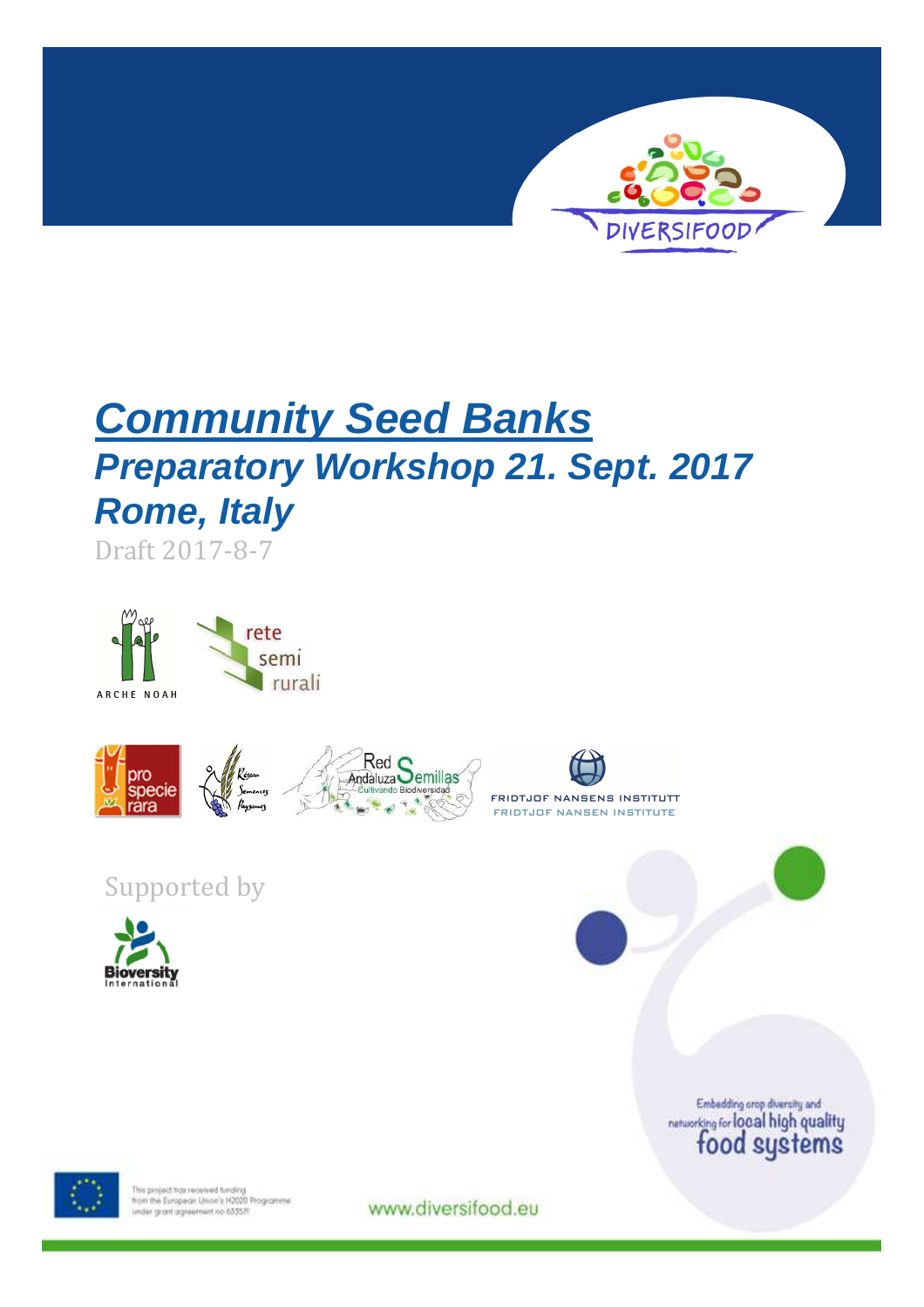# *Community Seed Banks*

## *Preparatory Workshop 21. Sept. 2017 Rome, Italy*

Draft 2017-8-7

Supported by

Embedding crop diversity and networking for local high quality food systems

This project has received funding from the European Union's H2020 Programme under grant agreement no 633571

www.diversifood.eu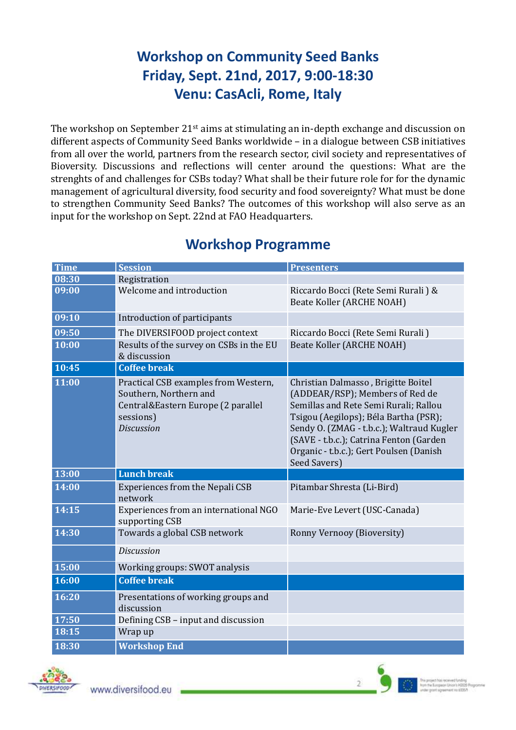# Workshop on Community Seed Banks
# Friday, Sept. 21nd, 2017, 9:00-18:30
# Venu: CasAcli, Rome, Italy

The workshop on September 21st aims at stimulating an in-depth exchange and discussion on different aspects of Community Seed Banks worldwide – in a dialogue between CSB initiatives from all over the world, partners from the research sector, civil society and representatives of Bioversity. Discussions and reflections will center around the questions: What are the strenghts of and challenges for CSBs today? What shall be their future role for for the dynamic management of agricultural diversity, food security and food sovereignty? What must be done to strengthen Community Seed Banks? The outcomes of this workshop will also serve as an input for the workshop on Sept. 22nd at FAO Headquarters.

## Workshop Programme

| Time | Session | Presenters |
|---|---|---|
| 08:30 | Registration | |
| 09:00 | Welcome and introduction | Riccardo Bocci (Rete Semi Rurali ) & Beate Koller (ARCHE NOAH) |
| 09:10 | Introduction of participants | |
| 09:50 | The DIVERSIFOOD project context | Riccardo Bocci (Rete Semi Rurali ) |
| 10:00 | Results of the survey on CSBs in the EU & discussion | Beate Koller (ARCHE NOAH) |
| 10:45 | **Coffee break** | |
| 11:00 | Practical CSB examples from Western, Southern, Northern and Central&Eastern Europe (2 parallel sessions)<br>*Discussion* | Christian Dalmasso , Brigitte Boitel (ADDEAR/RSP); Members of Red de Semillas and Rete Semi Rurali; Rallou Tsigou (Aegilops); Béla Bartha (PSR); Sendy O. (ZMAG - t.b.c.); Waltraud Kugler (SAVE - t.b.c.); Catrina Fenton (Garden Organic - t.b.c.); Gert Poulsen (Danish Seed Savers) |
| 13:00 | **Lunch break** | |
| 14:00 | Experiences from the Nepali CSB network | Pitambar Shresta (Li-Bird) |
| 14:15 | Experiences from an international NGO supporting CSB | Marie-Eve Levert (USC-Canada) |
| 14:30 | Towards a global CSB network | Ronny Vernooy (Bioversity) |
| | *Discussion* | |
| 15:00 | Working groups: SWOT analysis | |
| 16:00 | **Coffee break** | |
| 16:20 | Presentations of working groups and discussion | |
| 17:50 | Defining CSB – input and discussion | |
| 18:15 | Wrap up | |
| 18:30 | **Workshop End** | |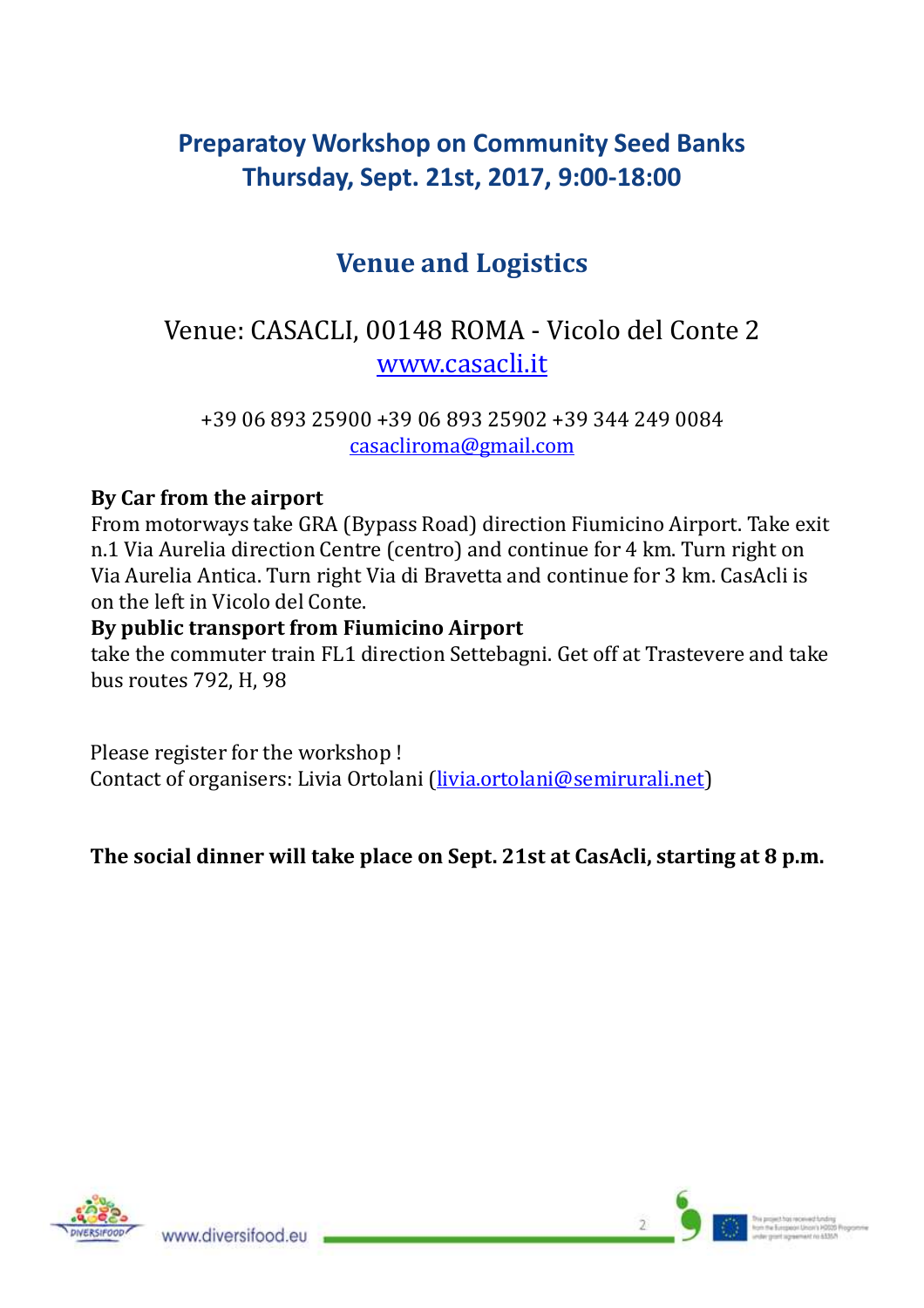## Preparatoy Workshop on Community Seed Banks
## Thursday, Sept. 21st, 2017, 9:00-18:00

# Venue and Logistics

Venue: CASACLI, 00148 ROMA - Vicolo del Conte 2
www.casacli.it

+39 06 893 25900 +39 06 893 25902 +39 344 249 0084
casacliroma@gmail.com

**By Car from the airport**
From motorways take GRA (Bypass Road) direction Fiumicino Airport. Take exit n.1 Via Aurelia direction Centre (centro) and continue for 4 km. Turn right on Via Aurelia Antica. Turn right Via di Bravetta and continue for 3 km. CasAcli is on the left in Vicolo del Conte.

**By public transport from Fiumicino Airport**
take the commuter train FL1 direction Settebagni. Get off at Trastevere and take bus routes 792, H, 98

Please register for the workshop !
Contact of organisers: Livia Ortolani (livia.ortolani@semirurali.net)

**The social dinner will take place on Sept. 21st at CasAcli, starting at 8 p.m.**